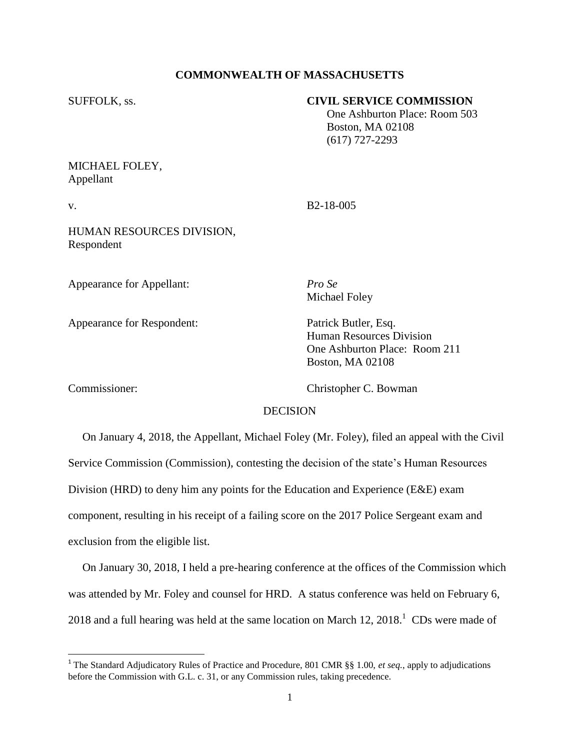**COMMONWEALTH OF MASSACHUSETTS**

SUFFOLK, ss.

**CIVIL SERVICE COMMISSION**
One Ashburton Place: Room 503
Boston, MA 02108
(617) 727-2293

MICHAEL FOLEY,
Appellant

v. B2-18-005

HUMAN RESOURCES DIVISION,
Respondent

Appearance for Appellant: *Pro Se*
Michael Foley

Appearance for Respondent: Patrick Butler, Esq.
Human Resources Division
One Ashburton Place: Room 211
Boston, MA 02108

Commissioner: Christopher C. Bowman

DECISION

On January 4, 2018, the Appellant, Michael Foley (Mr. Foley), filed an appeal with the Civil Service Commission (Commission), contesting the decision of the state's Human Resources Division (HRD) to deny him any points for the Education and Experience (E&E) exam component, resulting in his receipt of a failing score on the 2017 Police Sergeant exam and exclusion from the eligible list.

On January 30, 2018, I held a pre-hearing conference at the offices of the Commission which was attended by Mr. Foley and counsel for HRD. A status conference was held on February 6, 2018 and a full hearing was held at the same location on March 12, 2018.[1] CDs were made of

[1] The Standard Adjudicatory Rules of Practice and Procedure, 801 CMR §§ 1.00, *et seq.*, apply to adjudications before the Commission with G.L. c. 31, or any Commission rules, taking precedence.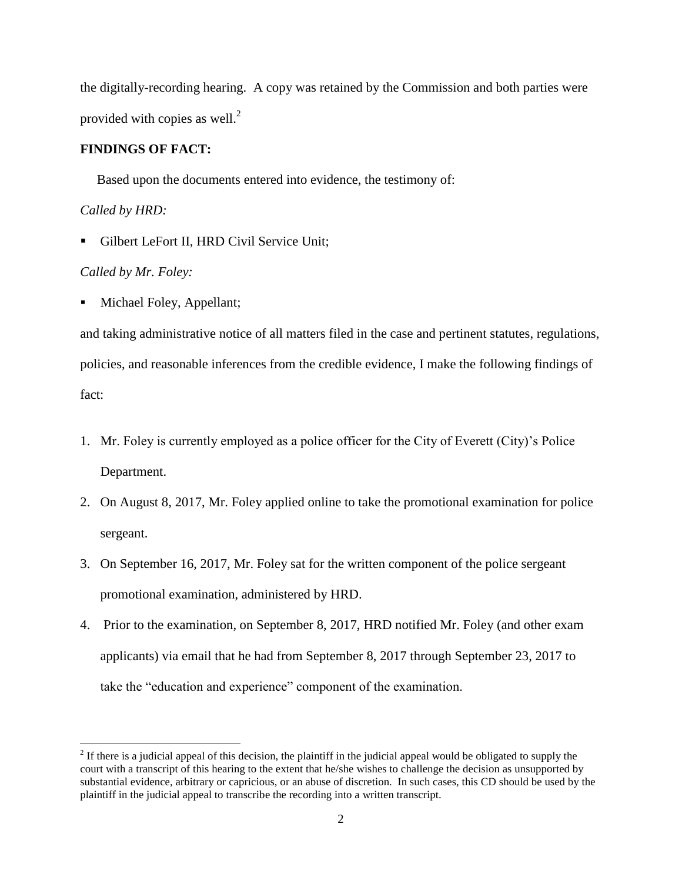the digitally-recording hearing. A copy was retained by the Commission and both parties were provided with copies as well.[2]

**FINDINGS OF FACT:**

Based upon the documents entered into evidence, the testimony of:

*Called by HRD:*

- Gilbert LeFort II, HRD Civil Service Unit;

*Called by Mr. Foley:*

- Michael Foley, Appellant;

and taking administrative notice of all matters filed in the case and pertinent statutes, regulations, policies, and reasonable inferences from the credible evidence, I make the following findings of fact:

1. Mr. Foley is currently employed as a police officer for the City of Everett (City)'s Police Department.
2. On August 8, 2017, Mr. Foley applied online to take the promotional examination for police sergeant.
3. On September 16, 2017, Mr. Foley sat for the written component of the police sergeant promotional examination, administered by HRD.
4. Prior to the examination, on September 8, 2017, HRD notified Mr. Foley (and other exam applicants) via email that he had from September 8, 2017 through September 23, 2017 to take the "education and experience" component of the examination.

[2] If there is a judicial appeal of this decision, the plaintiff in the judicial appeal would be obligated to supply the court with a transcript of this hearing to the extent that he/she wishes to challenge the decision as unsupported by substantial evidence, arbitrary or capricious, or an abuse of discretion. In such cases, this CD should be used by the plaintiff in the judicial appeal to transcribe the recording into a written transcript.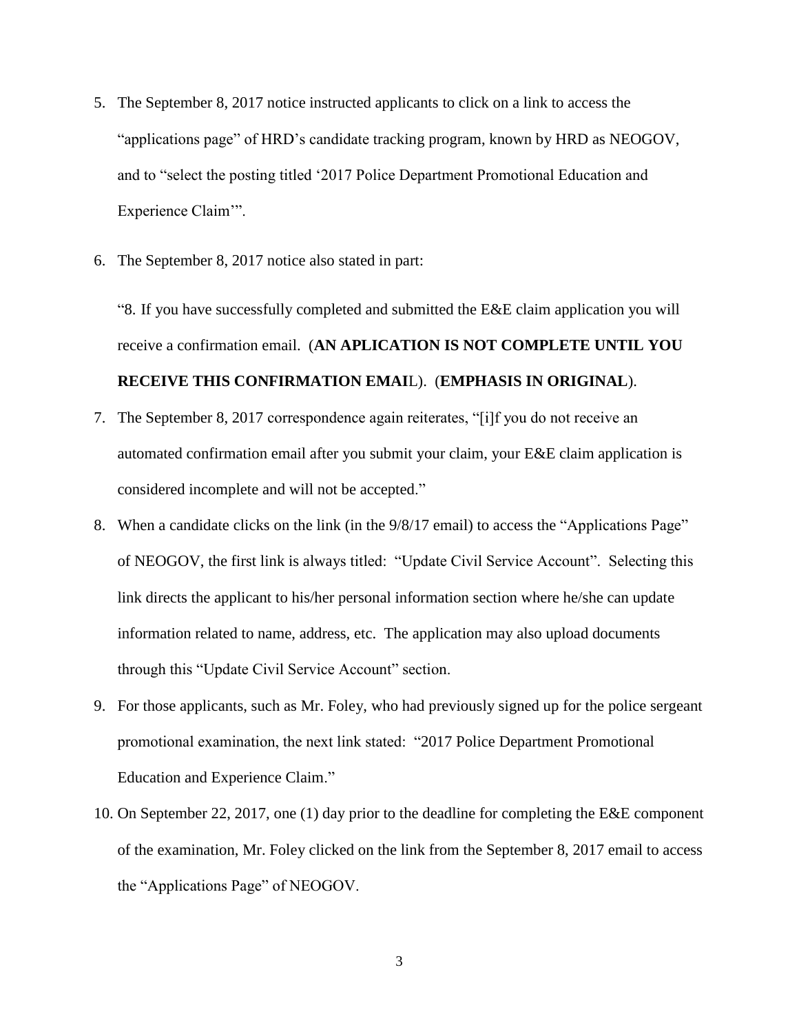5. The September 8, 2017 notice instructed applicants to click on a link to access the "applications page" of HRD's candidate tracking program, known by HRD as NEOGOV, and to "select the posting titled '2017 Police Department Promotional Education and Experience Claim'".

6. The September 8, 2017 notice also stated in part:

   "8. If you have successfully completed and submitted the E&E claim application you will receive a confirmation email. (**AN APLICATION IS NOT COMPLETE UNTIL YOU RECEIVE THIS CONFIRMATION EMAI**L). (**EMPHASIS IN ORIGINAL**).

7. The September 8, 2017 correspondence again reiterates, "[i]f you do not receive an automated confirmation email after you submit your claim, your E&E claim application is considered incomplete and will not be accepted."

8. When a candidate clicks on the link (in the 9/8/17 email) to access the "Applications Page" of NEOGOV, the first link is always titled: "Update Civil Service Account". Selecting this link directs the applicant to his/her personal information section where he/she can update information related to name, address, etc. The application may also upload documents through this "Update Civil Service Account" section.

9. For those applicants, such as Mr. Foley, who had previously signed up for the police sergeant promotional examination, the next link stated: "2017 Police Department Promotional Education and Experience Claim."

10. On September 22, 2017, one (1) day prior to the deadline for completing the E&E component of the examination, Mr. Foley clicked on the link from the September 8, 2017 email to access the "Applications Page" of NEOGOV.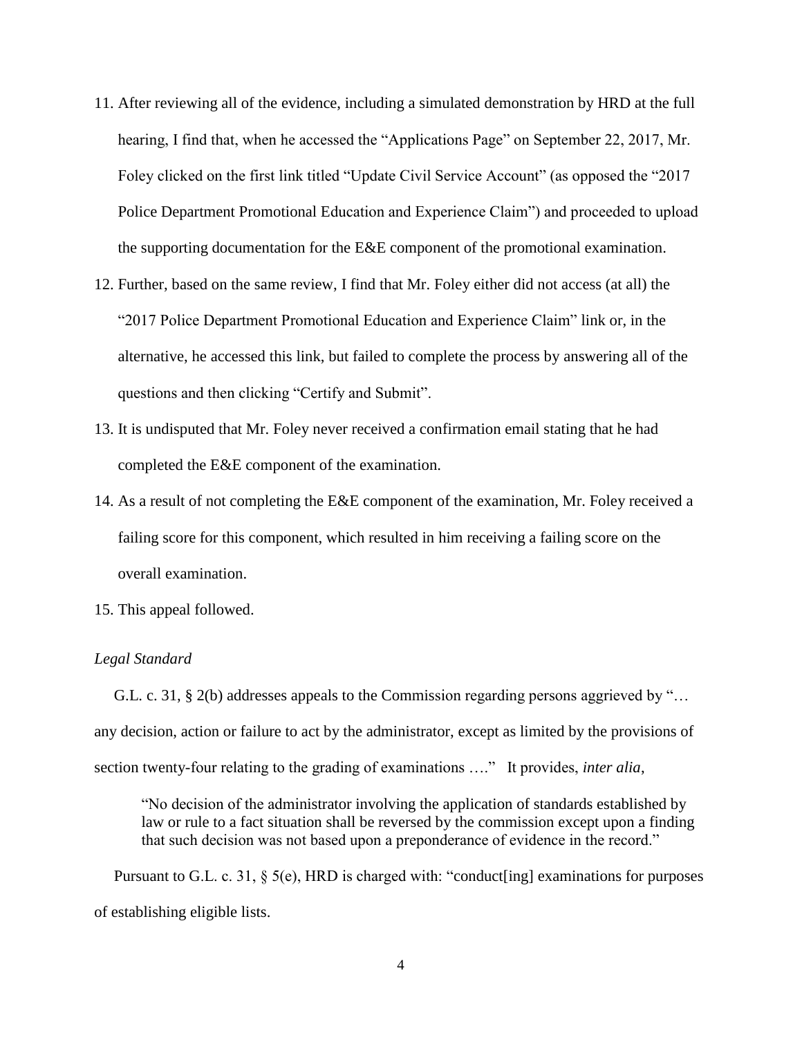11. After reviewing all of the evidence, including a simulated demonstration by HRD at the full hearing, I find that, when he accessed the "Applications Page" on September 22, 2017, Mr. Foley clicked on the first link titled "Update Civil Service Account" (as opposed the "2017 Police Department Promotional Education and Experience Claim") and proceeded to upload the supporting documentation for the E&E component of the promotional examination.
12. Further, based on the same review, I find that Mr. Foley either did not access (at all) the "2017 Police Department Promotional Education and Experience Claim" link or, in the alternative, he accessed this link, but failed to complete the process by answering all of the questions and then clicking "Certify and Submit".
13. It is undisputed that Mr. Foley never received a confirmation email stating that he had completed the E&E component of the examination.
14. As a result of not completing the E&E component of the examination, Mr. Foley received a failing score for this component, which resulted in him receiving a failing score on the overall examination.
15. This appeal followed.

*Legal Standard*

G.L. c. 31, § 2(b) addresses appeals to the Commission regarding persons aggrieved by "… any decision, action or failure to act by the administrator, except as limited by the provisions of section twenty-four relating to the grading of examinations …." It provides, *inter alia*,

> "No decision of the administrator involving the application of standards established by law or rule to a fact situation shall be reversed by the commission except upon a finding that such decision was not based upon a preponderance of evidence in the record."

Pursuant to G.L. c. 31, § 5(e), HRD is charged with: "conduct[ing] examinations for purposes of establishing eligible lists.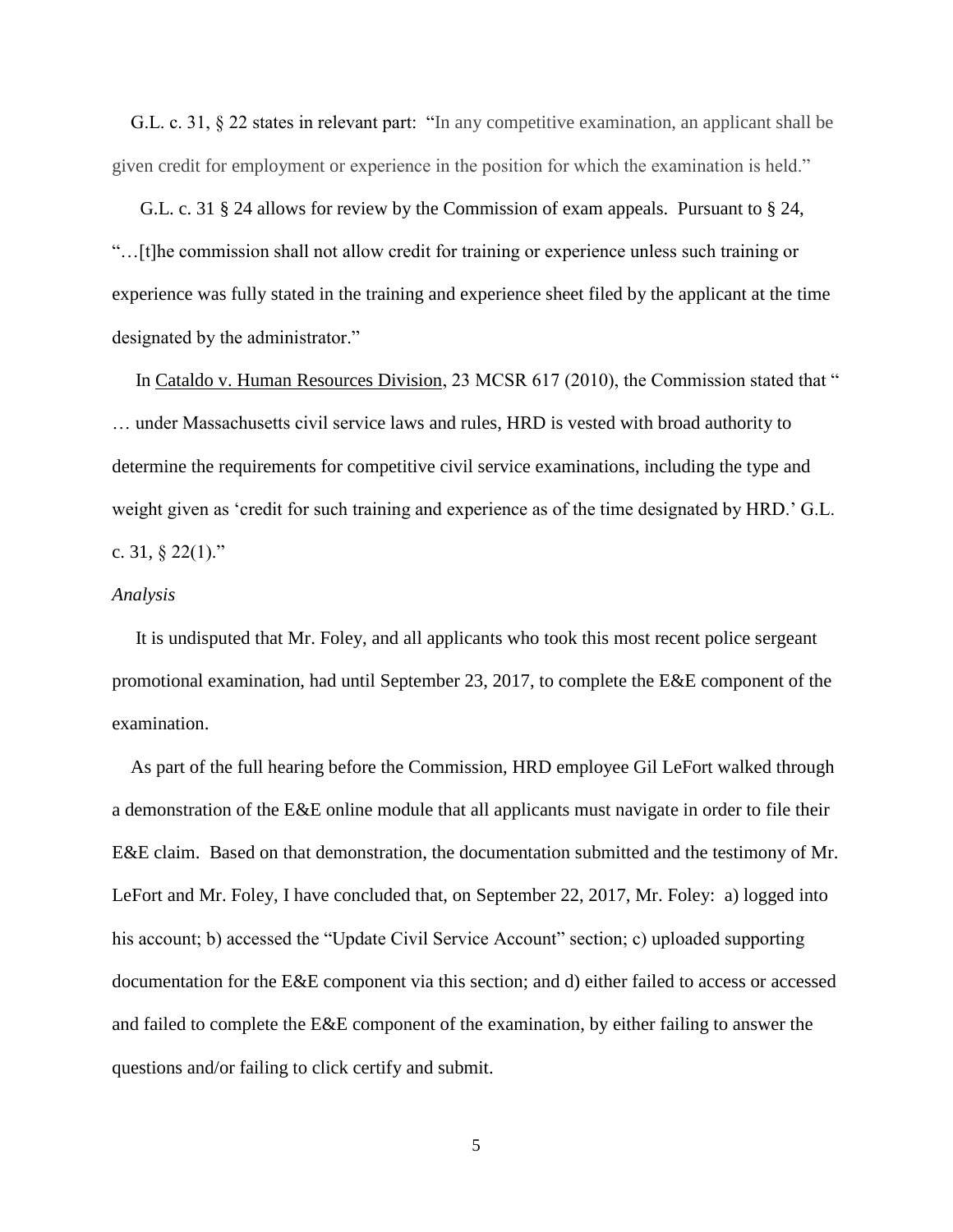G.L. c. 31, § 22 states in relevant part: "In any competitive examination, an applicant shall be given credit for employment or experience in the position for which the examination is held."

G.L. c. 31 § 24 allows for review by the Commission of exam appeals. Pursuant to § 24, "…[t]he commission shall not allow credit for training or experience unless such training or experience was fully stated in the training and experience sheet filed by the applicant at the time designated by the administrator."

In Cataldo v. Human Resources Division, 23 MCSR 617 (2010), the Commission stated that " … under Massachusetts civil service laws and rules, HRD is vested with broad authority to determine the requirements for competitive civil service examinations, including the type and weight given as 'credit for such training and experience as of the time designated by HRD.' G.L. c. 31, § 22(1)."

*Analysis*

It is undisputed that Mr. Foley, and all applicants who took this most recent police sergeant promotional examination, had until September 23, 2017, to complete the E&E component of the examination.

As part of the full hearing before the Commission, HRD employee Gil LeFort walked through a demonstration of the E&E online module that all applicants must navigate in order to file their E&E claim. Based on that demonstration, the documentation submitted and the testimony of Mr. LeFort and Mr. Foley, I have concluded that, on September 22, 2017, Mr. Foley: a) logged into his account; b) accessed the "Update Civil Service Account" section; c) uploaded supporting documentation for the E&E component via this section; and d) either failed to access or accessed and failed to complete the E&E component of the examination, by either failing to answer the questions and/or failing to click certify and submit.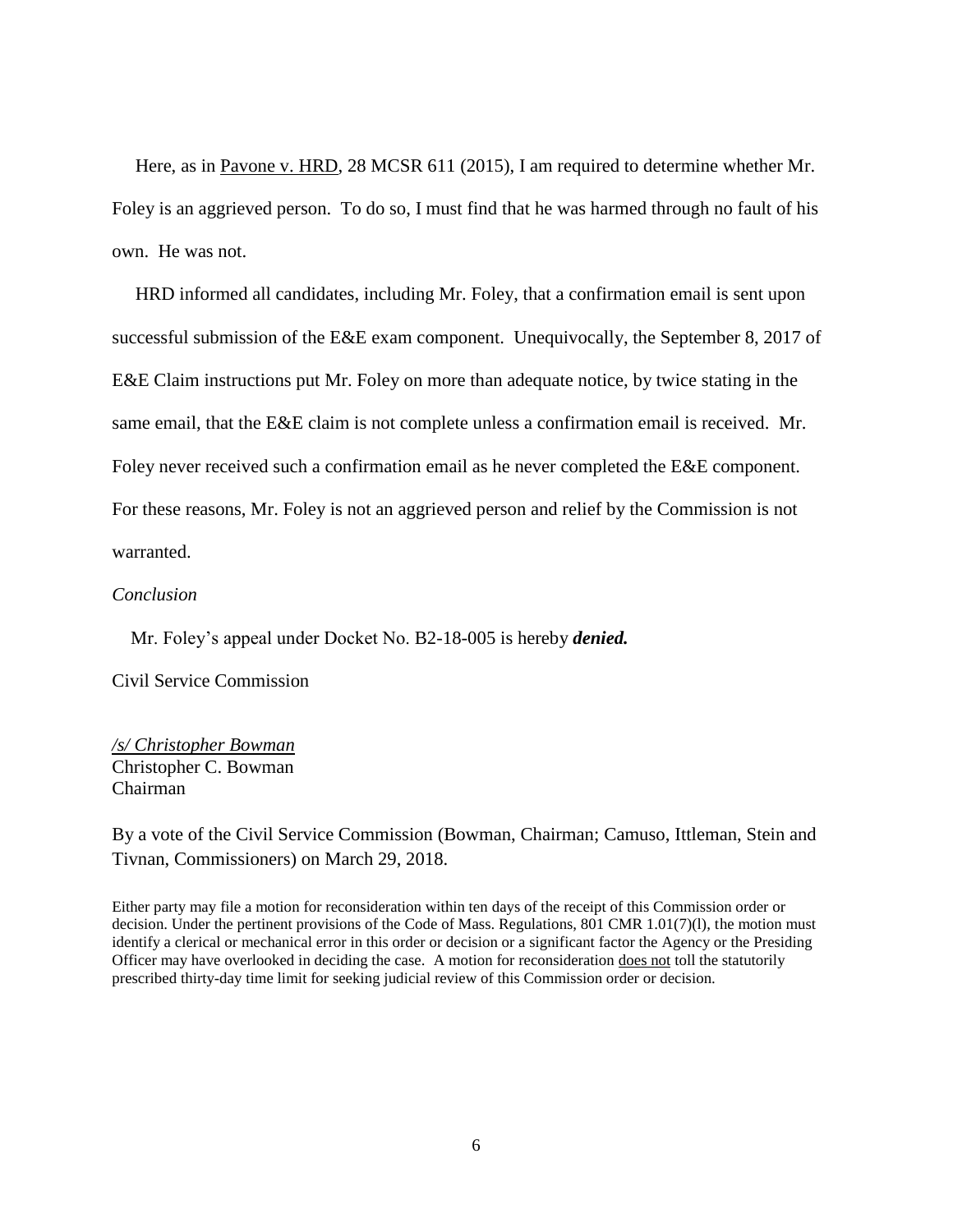Here, as in Pavone v. HRD, 28 MCSR 611 (2015), I am required to determine whether Mr. Foley is an aggrieved person. To do so, I must find that he was harmed through no fault of his own. He was not.

HRD informed all candidates, including Mr. Foley, that a confirmation email is sent upon successful submission of the E&E exam component. Unequivocally, the September 8, 2017 of E&E Claim instructions put Mr. Foley on more than adequate notice, by twice stating in the same email, that the E&E claim is not complete unless a confirmation email is received. Mr. Foley never received such a confirmation email as he never completed the E&E component. For these reasons, Mr. Foley is not an aggrieved person and relief by the Commission is not warranted.

*Conclusion*

Mr. Foley's appeal under Docket No. B2-18-005 is hereby ***denied.***

Civil Service Commission

*/s/ Christopher Bowman*
Christopher C. Bowman
Chairman

By a vote of the Civil Service Commission (Bowman, Chairman; Camuso, Ittleman, Stein and Tivnan, Commissioners) on March 29, 2018.

Either party may file a motion for reconsideration within ten days of the receipt of this Commission order or decision. Under the pertinent provisions of the Code of Mass. Regulations, 801 CMR 1.01(7)(l), the motion must identify a clerical or mechanical error in this order or decision or a significant factor the Agency or the Presiding Officer may have overlooked in deciding the case. A motion for reconsideration does not toll the statutorily prescribed thirty-day time limit for seeking judicial review of this Commission order or decision.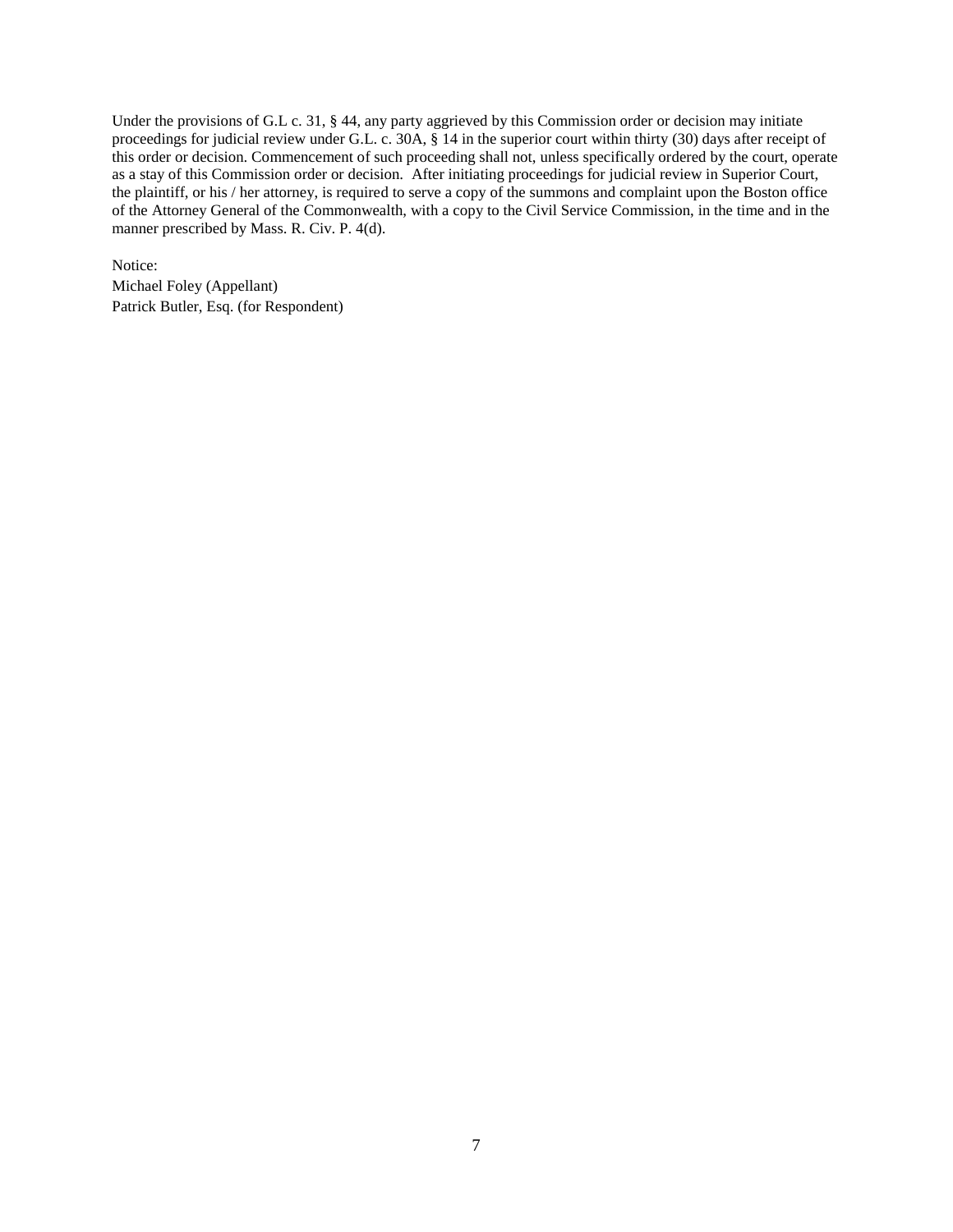Under the provisions of G.L c. 31, § 44, any party aggrieved by this Commission order or decision may initiate proceedings for judicial review under G.L. c. 30A, § 14 in the superior court within thirty (30) days after receipt of this order or decision. Commencement of such proceeding shall not, unless specifically ordered by the court, operate as a stay of this Commission order or decision. After initiating proceedings for judicial review in Superior Court, the plaintiff, or his / her attorney, is required to serve a copy of the summons and complaint upon the Boston office of the Attorney General of the Commonwealth, with a copy to the Civil Service Commission, in the time and in the manner prescribed by Mass. R. Civ. P. 4(d).

Notice:
Michael Foley (Appellant)
Patrick Butler, Esq. (for Respondent)